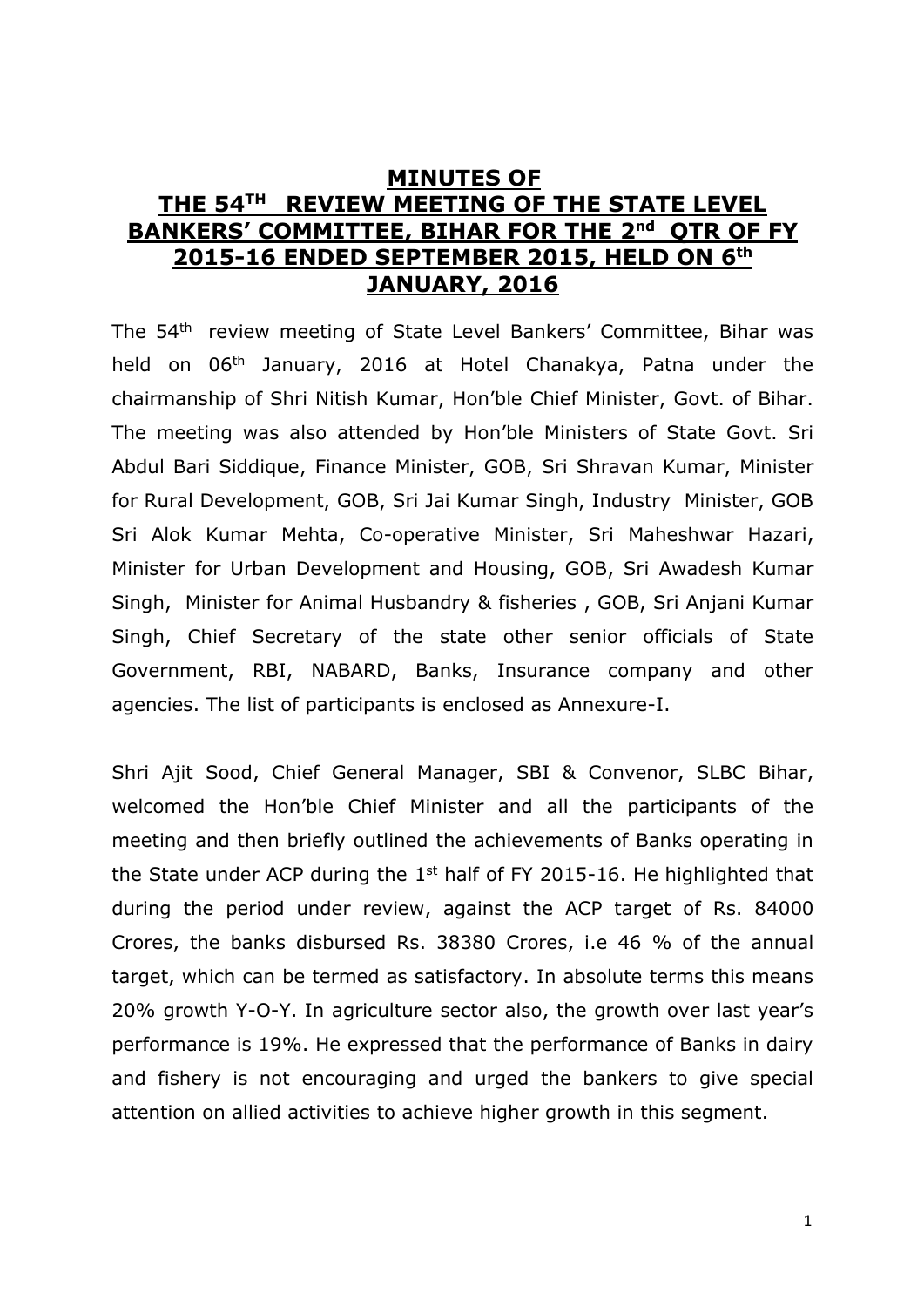# MINUTES OF THE 54TH REVIEW MEETING OF THE STATE LEVEL BANKERS' COMMITTEE, BIHAR FOR THE 2nd QTR OF FY 2015-16 ENDED SEPTEMBER 2015, HELD ON 6th JANUARY, 2016

The 54th review meeting of State Level Bankers' Committee, Bihar was held on 06th January, 2016 at Hotel Chanakya, Patna under the chairmanship of Shri Nitish Kumar, Hon'ble Chief Minister, Govt. of Bihar. The meeting was also attended by Hon'ble Ministers of State Govt. Sri Abdul Bari Siddique, Finance Minister, GOB, Sri Shravan Kumar, Minister for Rural Development, GOB, Sri Jai Kumar Singh, Industry Minister, GOB Sri Alok Kumar Mehta, Co-operative Minister, Sri Maheshwar Hazari, Minister for Urban Development and Housing, GOB, Sri Awadesh Kumar Singh, Minister for Animal Husbandry & fisheries , GOB, Sri Anjani Kumar Singh, Chief Secretary of the state other senior officials of State Government, RBI, NABARD, Banks, Insurance company and other agencies. The list of participants is enclosed as Annexure-I.

Shri Ajit Sood, Chief General Manager, SBI & Convenor, SLBC Bihar, welcomed the Hon'ble Chief Minister and all the participants of the meeting and then briefly outlined the achievements of Banks operating in the State under ACP during the 1st half of FY 2015-16. He highlighted that during the period under review, against the ACP target of Rs. 84000 Crores, the banks disbursed Rs. 38380 Crores, i.e 46 % of the annual target, which can be termed as satisfactory. In absolute terms this means 20% growth Y-O-Y. In agriculture sector also, the growth over last year's performance is 19%. He expressed that the performance of Banks in dairy and fishery is not encouraging and urged the bankers to give special attention on allied activities to achieve higher growth in this segment.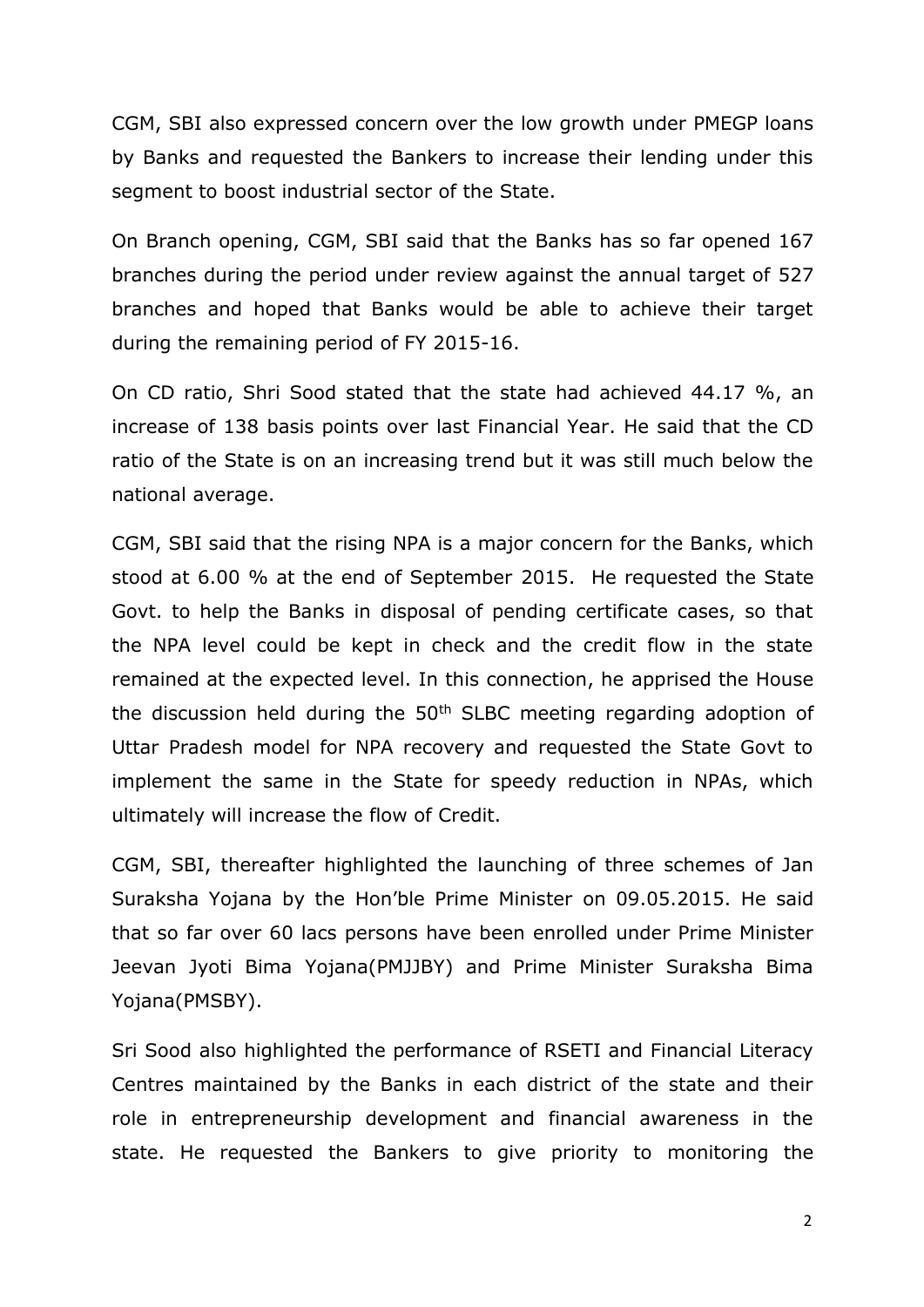CGM, SBI also expressed concern over the low growth under PMEGP loans by Banks and requested the Bankers to increase their lending under this segment to boost industrial sector of the State.

On Branch opening, CGM, SBI said that the Banks has so far opened 167 branches during the period under review against the annual target of 527 branches and hoped that Banks would be able to achieve their target during the remaining period of FY 2015-16.

On CD ratio, Shri Sood stated that the state had achieved 44.17 %, an increase of 138 basis points over last Financial Year. He said that the CD ratio of the State is on an increasing trend but it was still much below the national average.

CGM, SBI said that the rising NPA is a major concern for the Banks, which stood at 6.00 % at the end of September 2015. He requested the State Govt. to help the Banks in disposal of pending certificate cases, so that the NPA level could be kept in check and the credit flow in the state remained at the expected level. In this connection, he apprised the House the discussion held during the 50th SLBC meeting regarding adoption of Uttar Pradesh model for NPA recovery and requested the State Govt to implement the same in the State for speedy reduction in NPAs, which ultimately will increase the flow of Credit.

CGM, SBI, thereafter highlighted the launching of three schemes of Jan Suraksha Yojana by the Hon'ble Prime Minister on 09.05.2015. He said that so far over 60 lacs persons have been enrolled under Prime Minister Jeevan Jyoti Bima Yojana(PMJJBY) and Prime Minister Suraksha Bima Yojana(PMSBY).

Sri Sood also highlighted the performance of RSETI and Financial Literacy Centres maintained by the Banks in each district of the state and their role in entrepreneurship development and financial awareness in the state. He requested the Bankers to give priority to monitoring the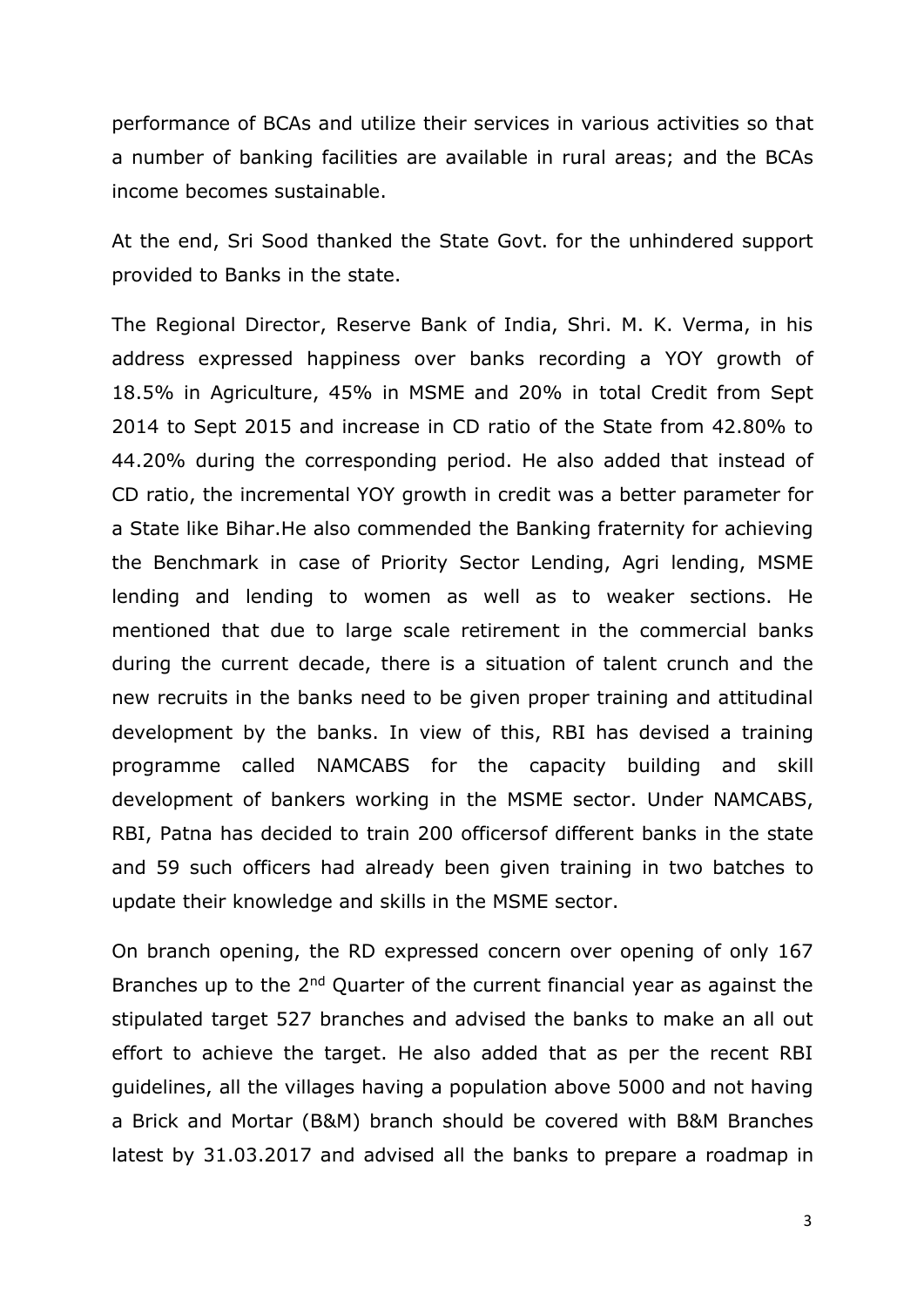performance of BCAs and utilize their services in various activities so that a number of banking facilities are available in rural areas; and the BCAs income becomes sustainable.

At the end, Sri Sood thanked the State Govt. for the unhindered support provided to Banks in the state.

The Regional Director, Reserve Bank of India, Shri. M. K. Verma, in his address expressed happiness over banks recording a YOY growth of 18.5% in Agriculture, 45% in MSME and 20% in total Credit from Sept 2014 to Sept 2015 and increase in CD ratio of the State from 42.80% to 44.20% during the corresponding period. He also added that instead of CD ratio, the incremental YOY growth in credit was a better parameter for a State like Bihar.He also commended the Banking fraternity for achieving the Benchmark in case of Priority Sector Lending, Agri lending, MSME lending and lending to women as well as to weaker sections. He mentioned that due to large scale retirement in the commercial banks during the current decade, there is a situation of talent crunch and the new recruits in the banks need to be given proper training and attitudinal development by the banks. In view of this, RBI has devised a training programme called NAMCABS for the capacity building and skill development of bankers working in the MSME sector. Under NAMCABS, RBI, Patna has decided to train 200 officersof different banks in the state and 59 such officers had already been given training in two batches to update their knowledge and skills in the MSME sector.

On branch opening, the RD expressed concern over opening of only 167 Branches up to the 2nd Quarter of the current financial year as against the stipulated target 527 branches and advised the banks to make an all out effort to achieve the target. He also added that as per the recent RBI guidelines, all the villages having a population above 5000 and not having a Brick and Mortar (B&M) branch should be covered with B&M Branches latest by 31.03.2017 and advised all the banks to prepare a roadmap in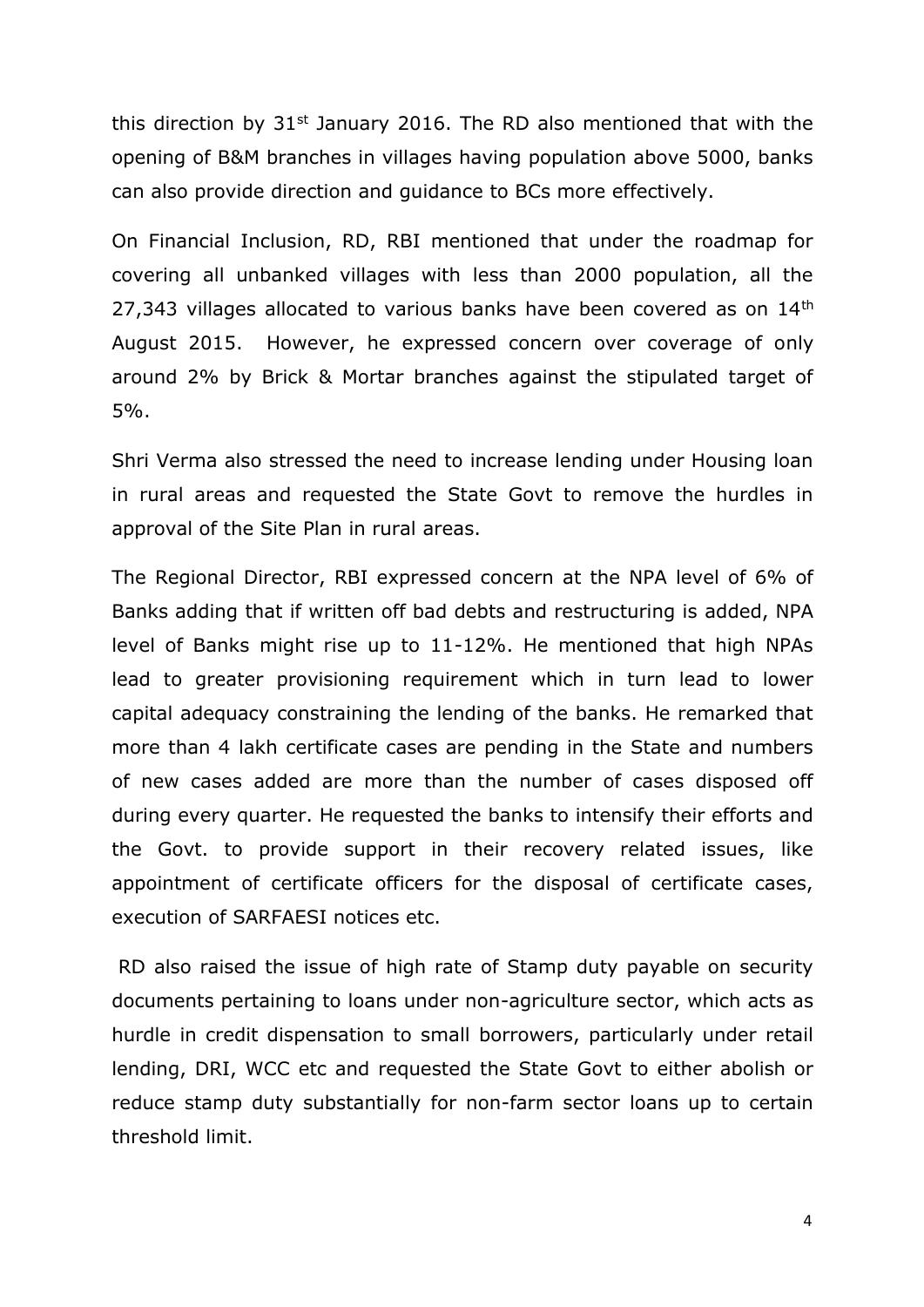this direction by 31st January 2016. The RD also mentioned that with the opening of B&M branches in villages having population above 5000, banks can also provide direction and guidance to BCs more effectively.

On Financial Inclusion, RD, RBI mentioned that under the roadmap for covering all unbanked villages with less than 2000 population, all the 27,343 villages allocated to various banks have been covered as on 14th August 2015. However, he expressed concern over coverage of only around 2% by Brick & Mortar branches against the stipulated target of 5%.

Shri Verma also stressed the need to increase lending under Housing loan in rural areas and requested the State Govt to remove the hurdles in approval of the Site Plan in rural areas.

The Regional Director, RBI expressed concern at the NPA level of 6% of Banks adding that if written off bad debts and restructuring is added, NPA level of Banks might rise up to 11-12%. He mentioned that high NPAs lead to greater provisioning requirement which in turn lead to lower capital adequacy constraining the lending of the banks. He remarked that more than 4 lakh certificate cases are pending in the State and numbers of new cases added are more than the number of cases disposed off during every quarter. He requested the banks to intensify their efforts and the Govt. to provide support in their recovery related issues, like appointment of certificate officers for the disposal of certificate cases, execution of SARFAESI notices etc.

RD also raised the issue of high rate of Stamp duty payable on security documents pertaining to loans under non-agriculture sector, which acts as hurdle in credit dispensation to small borrowers, particularly under retail lending, DRI, WCC etc and requested the State Govt to either abolish or reduce stamp duty substantially for non-farm sector loans up to certain threshold limit.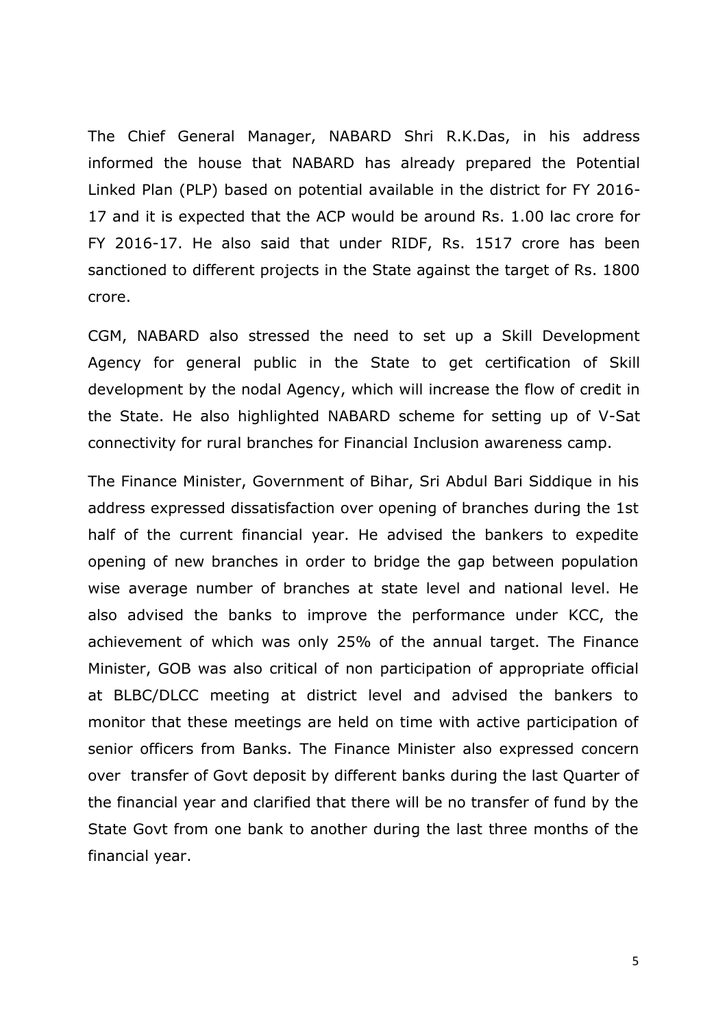The Chief General Manager, NABARD Shri R.K.Das, in his address informed the house that NABARD has already prepared the Potential Linked Plan (PLP) based on potential available in the district for FY 2016-17 and it is expected that the ACP would be around Rs. 1.00 lac crore for FY 2016-17. He also said that under RIDF, Rs. 1517 crore has been sanctioned to different projects in the State against the target of Rs. 1800 crore.

CGM, NABARD also stressed the need to set up a Skill Development Agency for general public in the State to get certification of Skill development by the nodal Agency, which will increase the flow of credit in the State. He also highlighted NABARD scheme for setting up of V-Sat connectivity for rural branches for Financial Inclusion awareness camp.

The Finance Minister, Government of Bihar, Sri Abdul Bari Siddique in his address expressed dissatisfaction over opening of branches during the 1st half of the current financial year. He advised the bankers to expedite opening of new branches in order to bridge the gap between population wise average number of branches at state level and national level. He also advised the banks to improve the performance under KCC, the achievement of which was only 25% of the annual target. The Finance Minister, GOB was also critical of non participation of appropriate official at BLBC/DLCC meeting at district level and advised the bankers to monitor that these meetings are held on time with active participation of senior officers from Banks. The Finance Minister also expressed concern over transfer of Govt deposit by different banks during the last Quarter of the financial year and clarified that there will be no transfer of fund by the State Govt from one bank to another during the last three months of the financial year.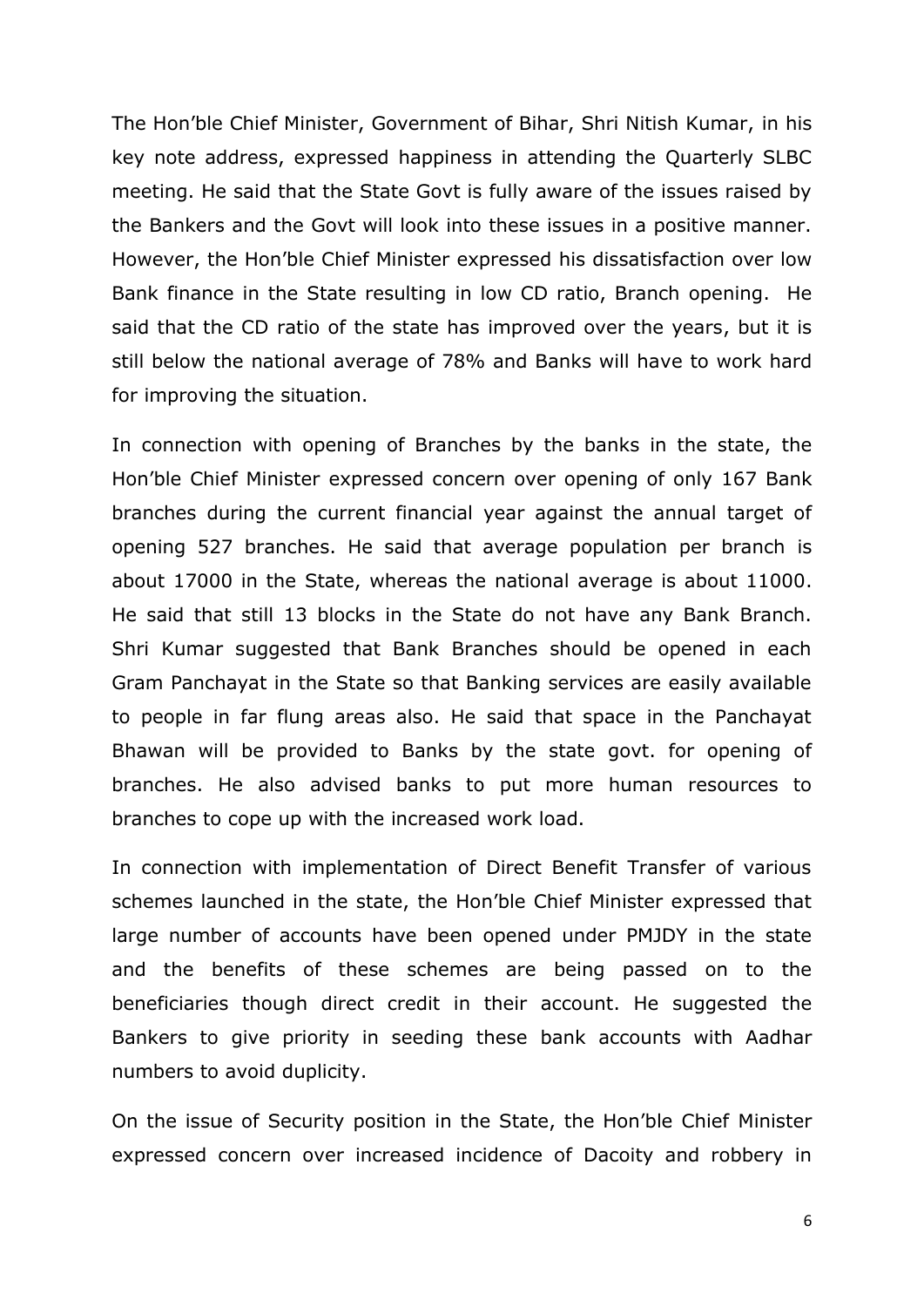The Hon'ble Chief Minister, Government of Bihar, Shri Nitish Kumar, in his key note address, expressed happiness in attending the Quarterly SLBC meeting. He said that the State Govt is fully aware of the issues raised by the Bankers and the Govt will look into these issues in a positive manner. However, the Hon'ble Chief Minister expressed his dissatisfaction over low Bank finance in the State resulting in low CD ratio, Branch opening. He said that the CD ratio of the state has improved over the years, but it is still below the national average of 78% and Banks will have to work hard for improving the situation.

In connection with opening of Branches by the banks in the state, the Hon'ble Chief Minister expressed concern over opening of only 167 Bank branches during the current financial year against the annual target of opening 527 branches. He said that average population per branch is about 17000 in the State, whereas the national average is about 11000. He said that still 13 blocks in the State do not have any Bank Branch. Shri Kumar suggested that Bank Branches should be opened in each Gram Panchayat in the State so that Banking services are easily available to people in far flung areas also. He said that space in the Panchayat Bhawan will be provided to Banks by the state govt. for opening of branches. He also advised banks to put more human resources to branches to cope up with the increased work load.

In connection with implementation of Direct Benefit Transfer of various schemes launched in the state, the Hon'ble Chief Minister expressed that large number of accounts have been opened under PMJDY in the state and the benefits of these schemes are being passed on to the beneficiaries though direct credit in their account. He suggested the Bankers to give priority in seeding these bank accounts with Aadhar numbers to avoid duplicity.

On the issue of Security position in the State, the Hon'ble Chief Minister expressed concern over increased incidence of Dacoity and robbery in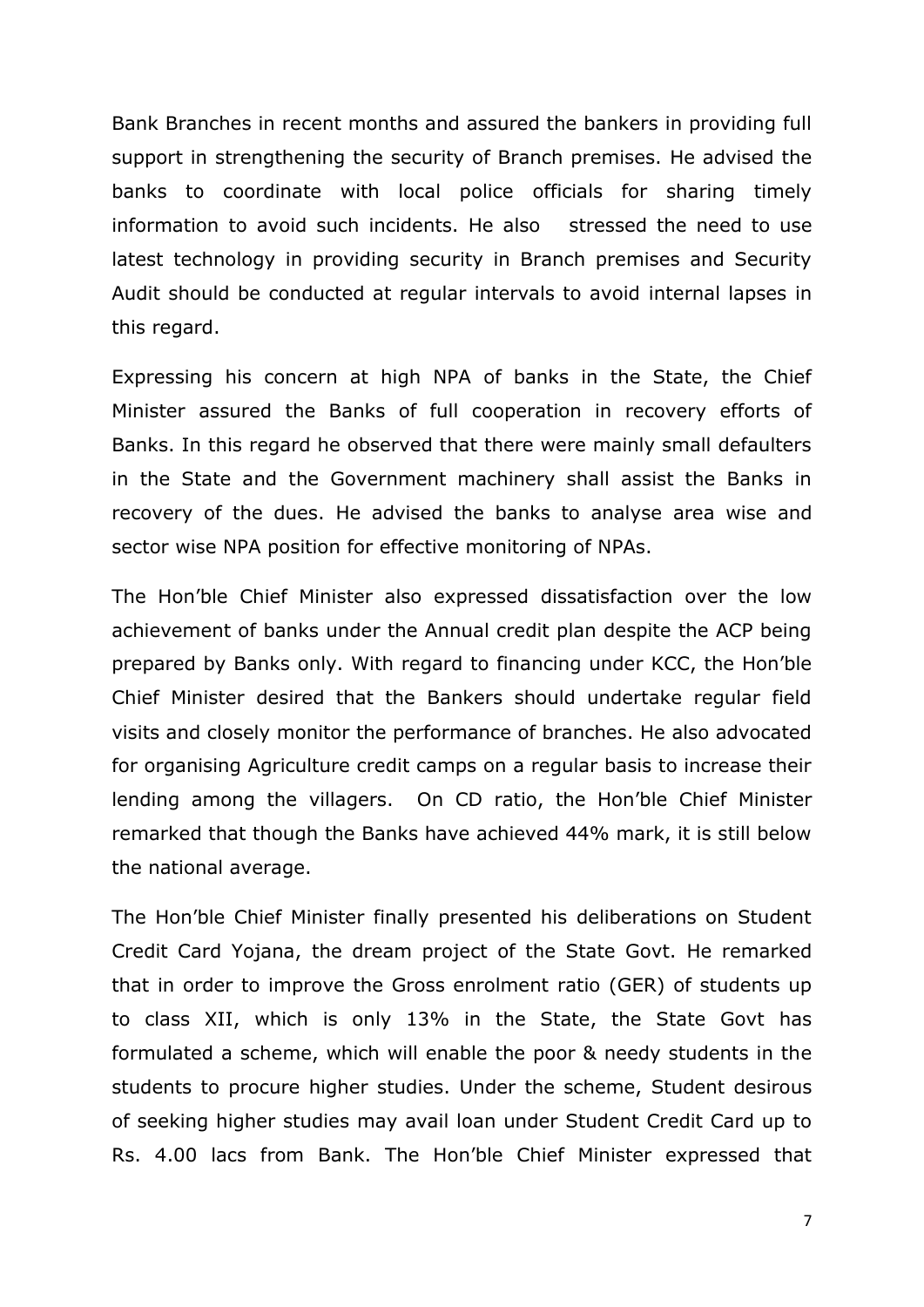Bank Branches in recent months and assured the bankers in providing full support in strengthening the security of Branch premises. He advised the banks to coordinate with local police officials for sharing timely information to avoid such incidents. He also stressed the need to use latest technology in providing security in Branch premises and Security Audit should be conducted at regular intervals to avoid internal lapses in this regard.

Expressing his concern at high NPA of banks in the State, the Chief Minister assured the Banks of full cooperation in recovery efforts of Banks. In this regard he observed that there were mainly small defaulters in the State and the Government machinery shall assist the Banks in recovery of the dues. He advised the banks to analyse area wise and sector wise NPA position for effective monitoring of NPAs.

The Hon'ble Chief Minister also expressed dissatisfaction over the low achievement of banks under the Annual credit plan despite the ACP being prepared by Banks only. With regard to financing under KCC, the Hon'ble Chief Minister desired that the Bankers should undertake regular field visits and closely monitor the performance of branches. He also advocated for organising Agriculture credit camps on a regular basis to increase their lending among the villagers. On CD ratio, the Hon'ble Chief Minister remarked that though the Banks have achieved 44% mark, it is still below the national average.

The Hon'ble Chief Minister finally presented his deliberations on Student Credit Card Yojana, the dream project of the State Govt. He remarked that in order to improve the Gross enrolment ratio (GER) of students up to class XII, which is only 13% in the State, the State Govt has formulated a scheme, which will enable the poor & needy students in the students to procure higher studies. Under the scheme, Student desirous of seeking higher studies may avail loan under Student Credit Card up to Rs. 4.00 lacs from Bank. The Hon'ble Chief Minister expressed that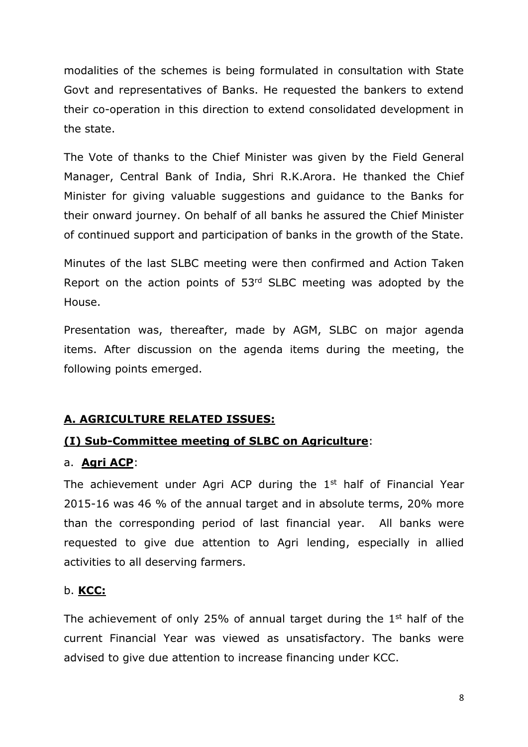modalities of the schemes is being formulated in consultation with State Govt and representatives of Banks. He requested the bankers to extend their co-operation in this direction to extend consolidated development in the state.

The Vote of thanks to the Chief Minister was given by the Field General Manager, Central Bank of India, Shri R.K.Arora. He thanked the Chief Minister for giving valuable suggestions and guidance to the Banks for their onward journey. On behalf of all banks he assured the Chief Minister of continued support and participation of banks in the growth of the State.

Minutes of the last SLBC meeting were then confirmed and Action Taken Report on the action points of 53rd SLBC meeting was adopted by the House.

Presentation was, thereafter, made by AGM, SLBC on major agenda items. After discussion on the agenda items during the meeting, the following points emerged.

## **A. AGRICULTURE RELATED ISSUES:**

### **(I) Sub-Committee meeting of SLBC on Agriculture**:

a. **Agri ACP**:

The achievement under Agri ACP during the 1st half of Financial Year 2015-16 was 46 % of the annual target and in absolute terms, 20% more than the corresponding period of last financial year. All banks were requested to give due attention to Agri lending, especially in allied activities to all deserving farmers.

b. **KCC:**

The achievement of only 25% of annual target during the 1st half of the current Financial Year was viewed as unsatisfactory. The banks were advised to give due attention to increase financing under KCC.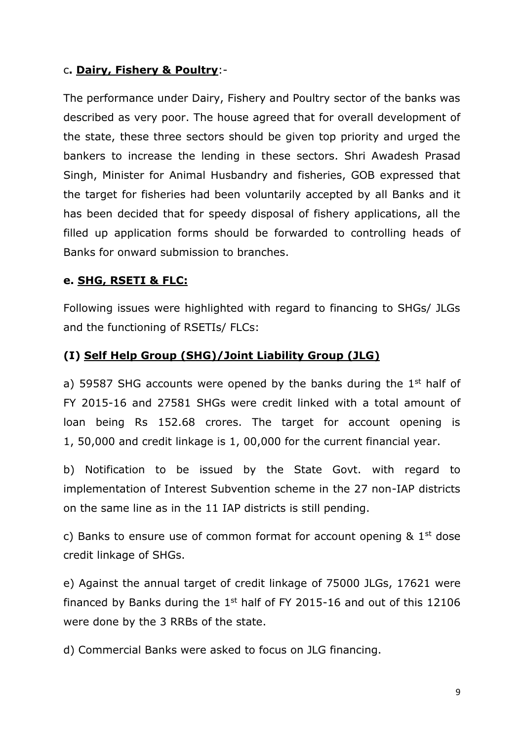c**. Dairy, Fishery & Poultry**:-

The performance under Dairy, Fishery and Poultry sector of the banks was described as very poor. The house agreed that for overall development of the state, these three sectors should be given top priority and urged the bankers to increase the lending in these sectors. Shri Awadesh Prasad Singh, Minister for Animal Husbandry and fisheries, GOB expressed that the target for fisheries had been voluntarily accepted by all Banks and it has been decided that for speedy disposal of fishery applications, all the filled up application forms should be forwarded to controlling heads of Banks for onward submission to branches.

**e. SHG, RSETI & FLC:**

Following issues were highlighted with regard to financing to SHGs/ JLGs and the functioning of RSETIs/ FLCs:

**(I) Self Help Group (SHG)/Joint Liability Group (JLG)**

a) 59587 SHG accounts were opened by the banks during the 1st half of FY 2015-16 and 27581 SHGs were credit linked with a total amount of loan being Rs 152.68 crores. The target for account opening is 1, 50,000 and credit linkage is 1, 00,000 for the current financial year.

b) Notification to be issued by the State Govt. with regard to implementation of Interest Subvention scheme in the 27 non-IAP districts on the same line as in the 11 IAP districts is still pending.

c) Banks to ensure use of common format for account opening & 1st dose credit linkage of SHGs.

e) Against the annual target of credit linkage of 75000 JLGs, 17621 were financed by Banks during the 1st half of FY 2015-16 and out of this 12106 were done by the 3 RRBs of the state.

d) Commercial Banks were asked to focus on JLG financing.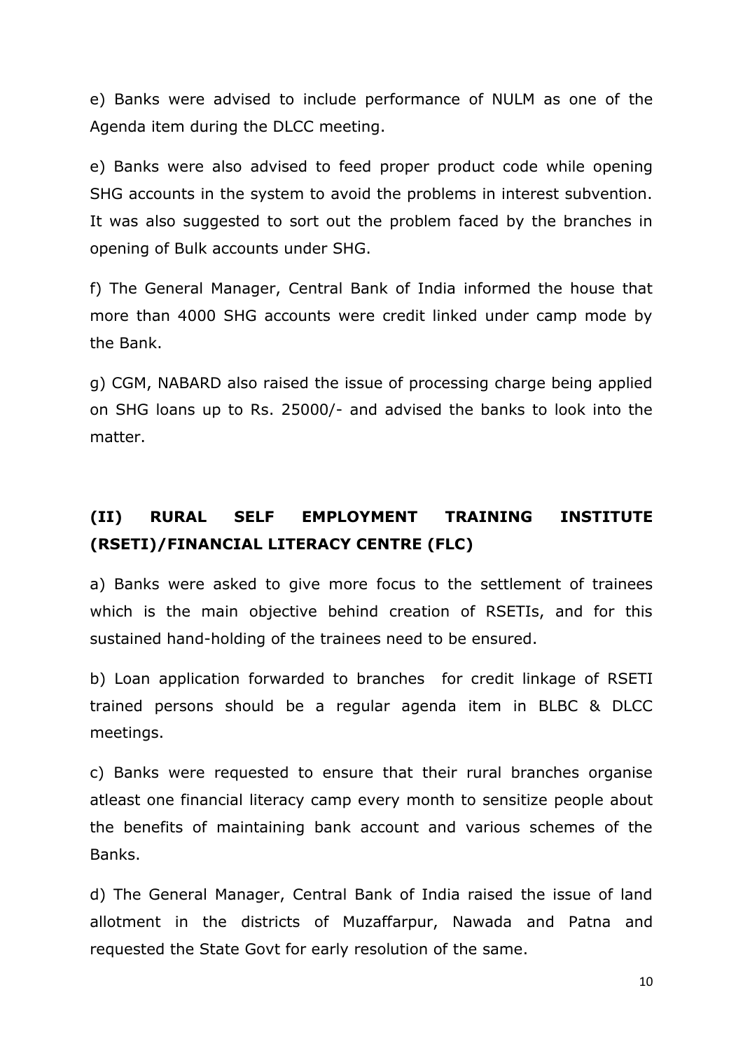e) Banks were advised to include performance of NULM as one of the Agenda item during the DLCC meeting.

e) Banks were also advised to feed proper product code while opening SHG accounts in the system to avoid the problems in interest subvention. It was also suggested to sort out the problem faced by the branches in opening of Bulk accounts under SHG.

f) The General Manager, Central Bank of India informed the house that more than 4000 SHG accounts were credit linked under camp mode by the Bank.

g) CGM, NABARD also raised the issue of processing charge being applied on SHG loans up to Rs. 25000/- and advised the banks to look into the matter.

## (II) RURAL SELF EMPLOYMENT TRAINING INSTITUTE (RSETI)/FINANCIAL LITERACY CENTRE (FLC)

a) Banks were asked to give more focus to the settlement of trainees which is the main objective behind creation of RSETIs, and for this sustained hand-holding of the trainees need to be ensured.

b) Loan application forwarded to branches for credit linkage of RSETI trained persons should be a regular agenda item in BLBC & DLCC meetings.

c) Banks were requested to ensure that their rural branches organise atleast one financial literacy camp every month to sensitize people about the benefits of maintaining bank account and various schemes of the Banks.

d) The General Manager, Central Bank of India raised the issue of land allotment in the districts of Muzaffarpur, Nawada and Patna and requested the State Govt for early resolution of the same.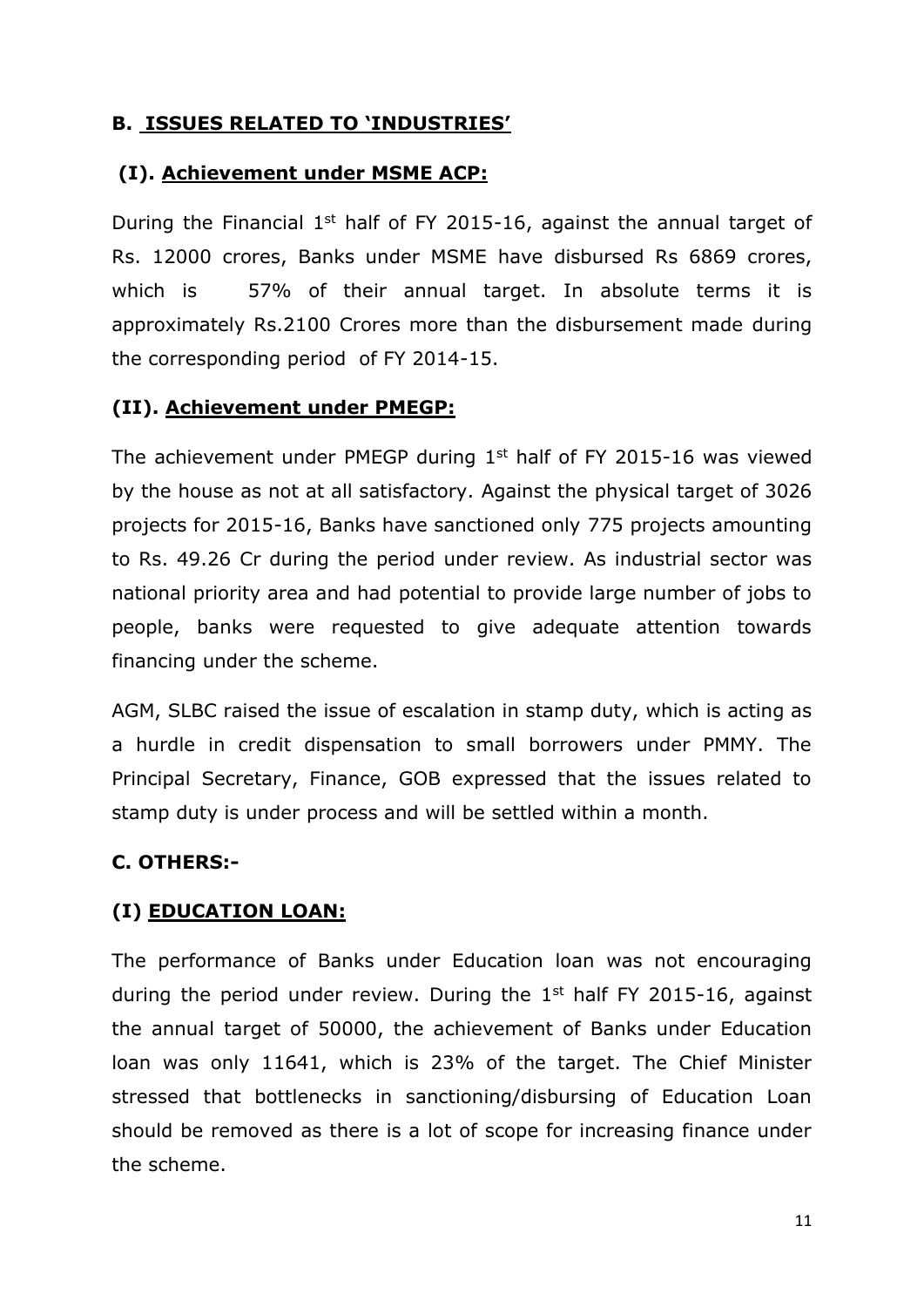## B. ISSUES RELATED TO 'INDUSTRIES'

### (I). Achievement under MSME ACP:

During the Financial 1st half of FY 2015-16, against the annual target of Rs. 12000 crores, Banks under MSME have disbursed Rs 6869 crores, which is 57% of their annual target. In absolute terms it is approximately Rs.2100 Crores more than the disbursement made during the corresponding period of FY 2014-15.

### (II). Achievement under PMEGP:

The achievement under PMEGP during 1st half of FY 2015-16 was viewed by the house as not at all satisfactory. Against the physical target of 3026 projects for 2015-16, Banks have sanctioned only 775 projects amounting to Rs. 49.26 Cr during the period under review. As industrial sector was national priority area and had potential to provide large number of jobs to people, banks were requested to give adequate attention towards financing under the scheme.

AGM, SLBC raised the issue of escalation in stamp duty, which is acting as a hurdle in credit dispensation to small borrowers under PMMY. The Principal Secretary, Finance, GOB expressed that the issues related to stamp duty is under process and will be settled within a month.

## C. OTHERS:-

### (I) EDUCATION LOAN:

The performance of Banks under Education loan was not encouraging during the period under review. During the 1st half FY 2015-16, against the annual target of 50000, the achievement of Banks under Education loan was only 11641, which is 23% of the target. The Chief Minister stressed that bottlenecks in sanctioning/disbursing of Education Loan should be removed as there is a lot of scope for increasing finance under the scheme.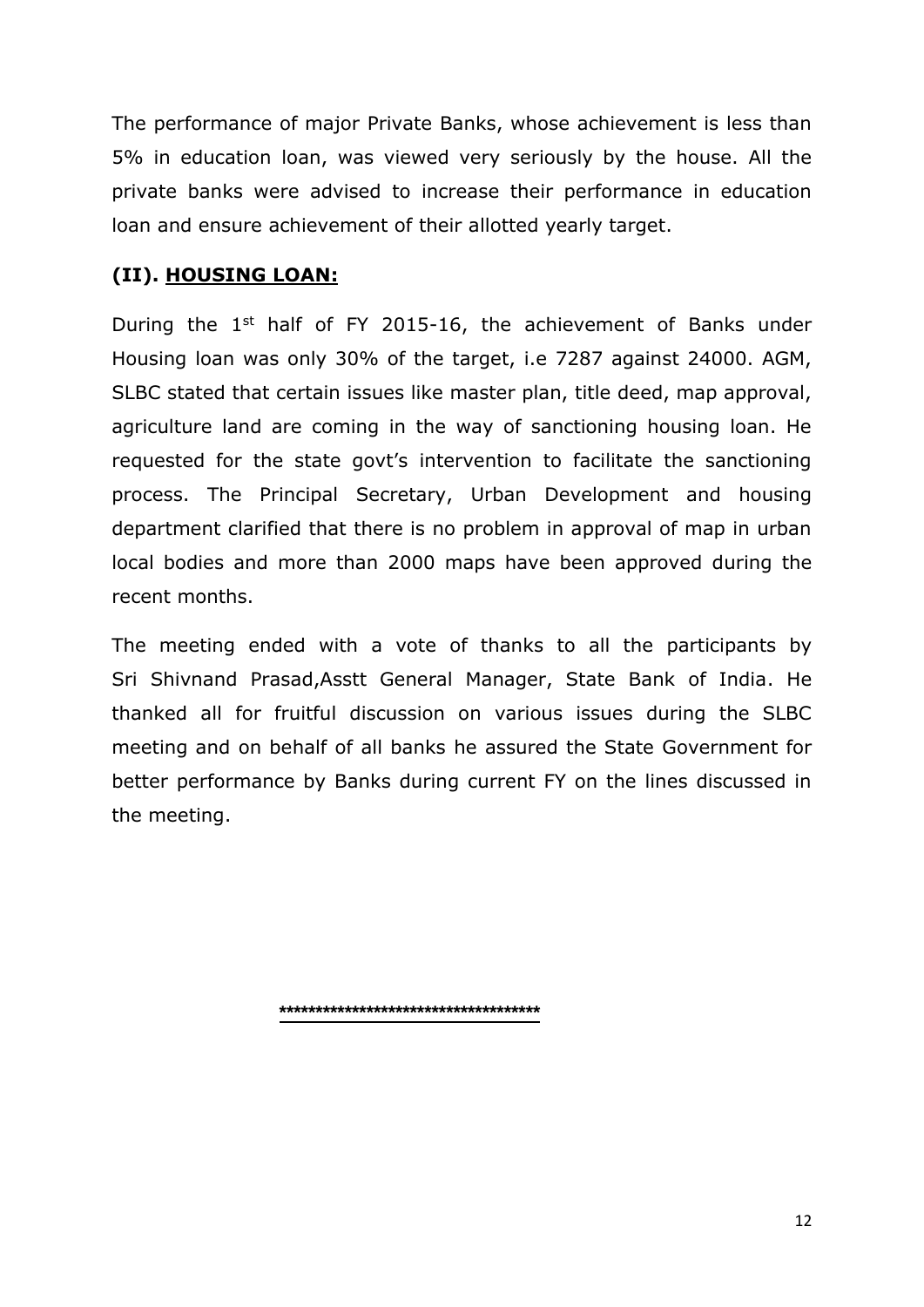The performance of major Private Banks, whose achievement is less than 5% in education loan, was viewed very seriously by the house. All the private banks were advised to increase their performance in education loan and ensure achievement of their allotted yearly target.

### (II). HOUSING LOAN:

During the 1st half of FY 2015-16, the achievement of Banks under Housing loan was only 30% of the target, i.e 7287 against 24000. AGM, SLBC stated that certain issues like master plan, title deed, map approval, agriculture land are coming in the way of sanctioning housing loan. He requested for the state govt's intervention to facilitate the sanctioning process. The Principal Secretary, Urban Development and housing department clarified that there is no problem in approval of map in urban local bodies and more than 2000 maps have been approved during the recent months.

The meeting ended with a vote of thanks to all the participants by Sri Shivnand Prasad,Asstt General Manager, State Bank of India. He thanked all for fruitful discussion on various issues during the SLBC meeting and on behalf of all banks he assured the State Government for better performance by Banks during current FY on the lines discussed in the meeting.

************************************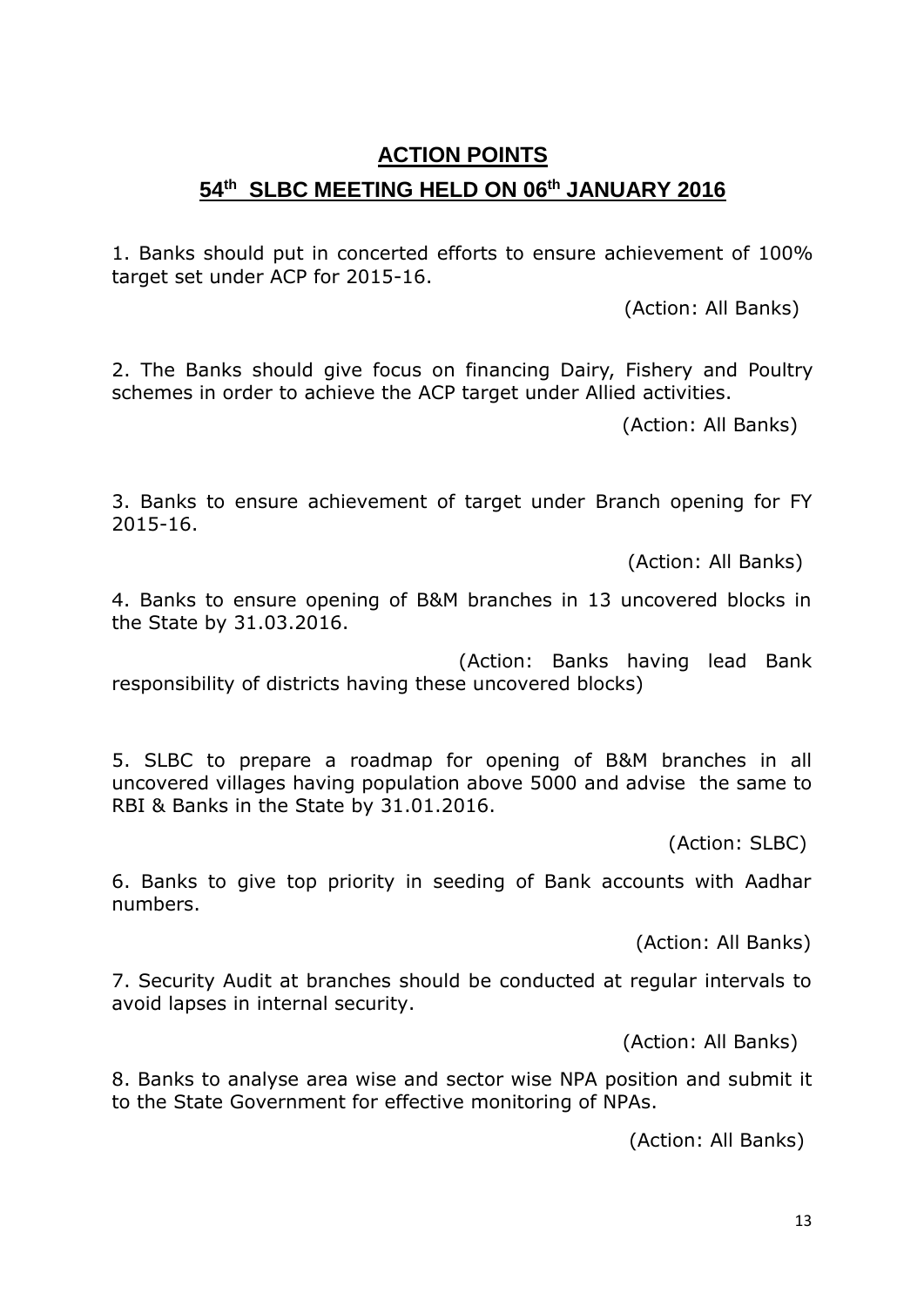## ACTION POINTS

## 54th SLBC MEETING HELD ON 06th JANUARY 2016

1. Banks should put in concerted efforts to ensure achievement of 100% target set under ACP for 2015-16.

(Action: All Banks)

2. The Banks should give focus on financing Dairy, Fishery and Poultry schemes in order to achieve the ACP target under Allied activities.

(Action: All Banks)

3. Banks to ensure achievement of target under Branch opening for FY 2015-16.

(Action: All Banks)

4. Banks to ensure opening of B&M branches in 13 uncovered blocks in the State by 31.03.2016.

(Action: Banks having lead Bank responsibility of districts having these uncovered blocks)

5. SLBC to prepare a roadmap for opening of B&M branches in all uncovered villages having population above 5000 and advise the same to RBI & Banks in the State by 31.01.2016.

(Action: SLBC)

6. Banks to give top priority in seeding of Bank accounts with Aadhar numbers.

(Action: All Banks)

7. Security Audit at branches should be conducted at regular intervals to avoid lapses in internal security.

(Action: All Banks)

8. Banks to analyse area wise and sector wise NPA position and submit it to the State Government for effective monitoring of NPAs.

(Action: All Banks)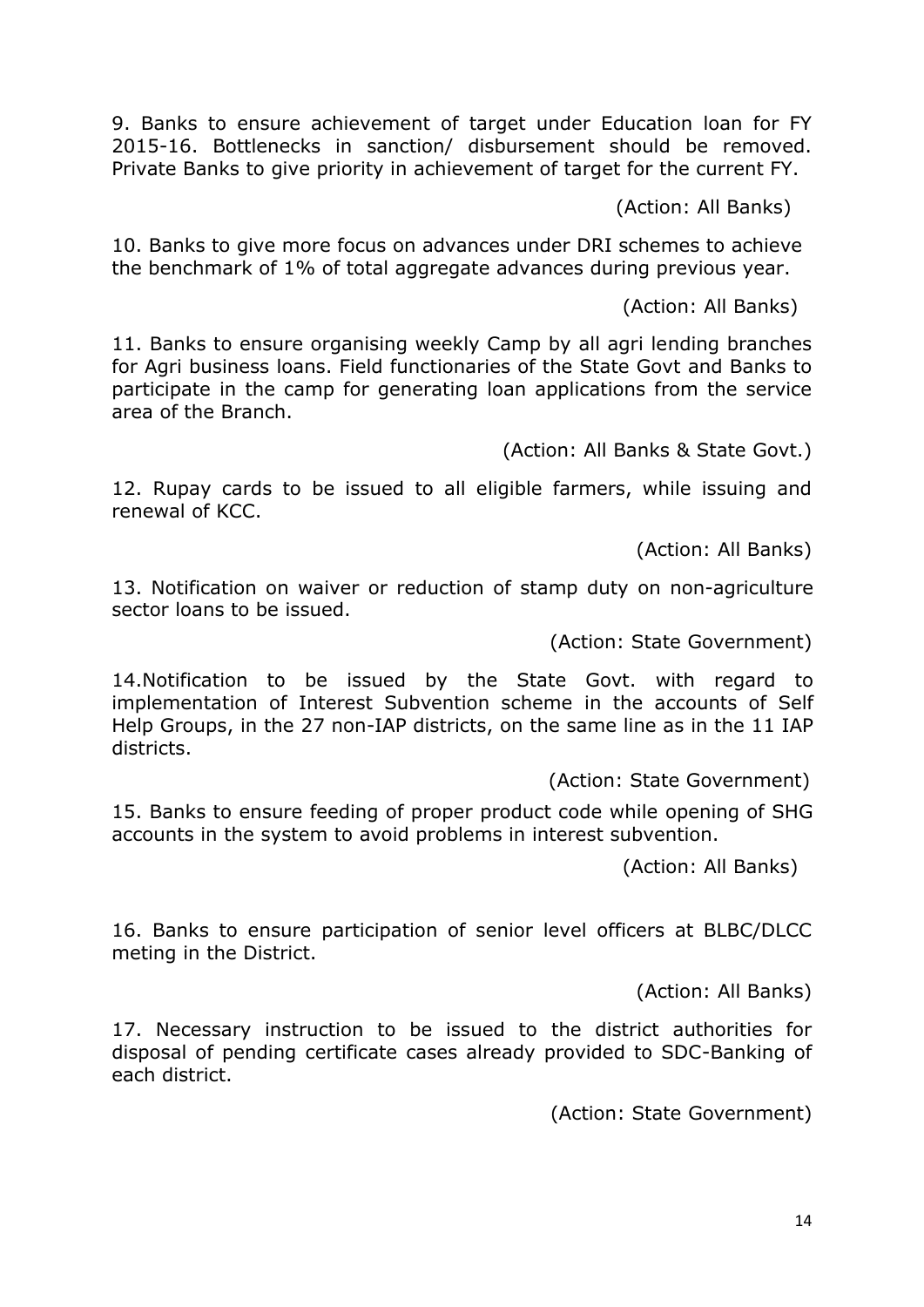9. Banks to ensure achievement of target under Education loan for FY 2015-16. Bottlenecks in sanction/ disbursement should be removed. Private Banks to give priority in achievement of target for the current FY.

(Action: All Banks)

10. Banks to give more focus on advances under DRI schemes to achieve the benchmark of 1% of total aggregate advances during previous year.

(Action: All Banks)

11. Banks to ensure organising weekly Camp by all agri lending branches for Agri business loans. Field functionaries of the State Govt and Banks to participate in the camp for generating loan applications from the service area of the Branch.

(Action: All Banks & State Govt.)

12. Rupay cards to be issued to all eligible farmers, while issuing and renewal of KCC.

(Action: All Banks)

13. Notification on waiver or reduction of stamp duty on non-agriculture sector loans to be issued.

(Action: State Government)

14.Notification to be issued by the State Govt. with regard to implementation of Interest Subvention scheme in the accounts of Self Help Groups, in the 27 non-IAP districts, on the same line as in the 11 IAP districts.

(Action: State Government)

15. Banks to ensure feeding of proper product code while opening of SHG accounts in the system to avoid problems in interest subvention.

(Action: All Banks)

16. Banks to ensure participation of senior level officers at BLBC/DLCC meting in the District.

(Action: All Banks)

17. Necessary instruction to be issued to the district authorities for disposal of pending certificate cases already provided to SDC-Banking of each district.

(Action: State Government)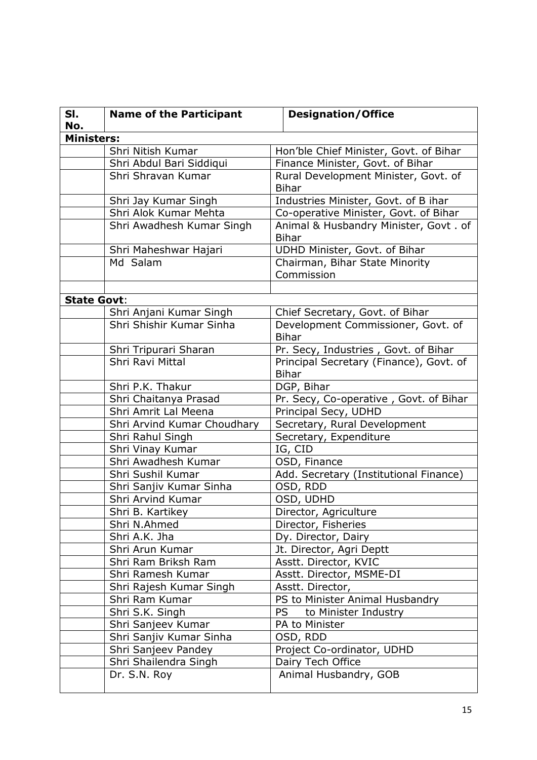| Sl. No. | Name of the Participant | Designation/Office |
|---|---|---|
| **Ministers:** | | |
| | Shri Nitish Kumar | Hon'ble Chief Minister, Govt. of Bihar |
| | Shri Abdul Bari Siddiqui | Finance Minister, Govt. of Bihar |
| | Shri Shravan Kumar | Rural Development Minister, Govt. of Bihar |
| | Shri Jay Kumar Singh | Industries Minister, Govt. of B ihar |
| | Shri Alok Kumar Mehta | Co-operative Minister, Govt. of Bihar |
| | Shri Awadhesh Kumar Singh | Animal & Husbandry Minister, Govt . of Bihar |
| | Shri Maheshwar Hajari | UDHD Minister, Govt. of Bihar |
| | Md Salam | Chairman, Bihar State Minority Commission |
| | | |
| **State Govt**: | | |
| | Shri Anjani Kumar Singh | Chief Secretary, Govt. of Bihar |
| | Shri Shishir Kumar Sinha | Development Commissioner, Govt. of Bihar |
| | Shri Tripurari Sharan | Pr. Secy, Industries , Govt. of Bihar |
| | Shri Ravi Mittal | Principal Secretary (Finance), Govt. of Bihar |
| | Shri P.K. Thakur | DGP, Bihar |
| | Shri Chaitanya Prasad | Pr. Secy, Co-operative , Govt. of Bihar |
| | Shri Amrit Lal Meena | Principal Secy, UDHD |
| | Shri Arvind Kumar Choudhary | Secretary, Rural Development |
| | Shri Rahul Singh | Secretary, Expenditure |
| | Shri Vinay Kumar | IG, CID |
| | Shri Awadhesh Kumar | OSD, Finance |
| | Shri Sushil Kumar | Add. Secretary (Institutional Finance) |
| | Shri Sanjiv Kumar Sinha | OSD, RDD |
| | Shri Arvind Kumar | OSD, UDHD |
| | Shri B. Kartikey | Director, Agriculture |
| | Shri N.Ahmed | Director, Fisheries |
| | Shri A.K. Jha | Dy. Director, Dairy |
| | Shri Arun Kumar | Jt. Director, Agri Deptt |
| | Shri Ram Briksh Ram | Asstt. Director, KVIC |
| | Shri Ramesh Kumar | Asstt. Director, MSME-DI |
| | Shri Rajesh Kumar Singh | Asstt. Director, |
| | Shri Ram Kumar | PS to Minister Animal Husbandry |
| | Shri S.K. Singh | PS to Minister Industry |
| | Shri Sanjeev Kumar | PA to Minister |
| | Shri Sanjiv Kumar Sinha | OSD, RDD |
| | Shri Sanjeev Pandey | Project Co-ordinator, UDHD |
| | Shri Shailendra Singh | Dairy Tech Office |
| | Dr. S.N. Roy | Animal Husbandry, GOB |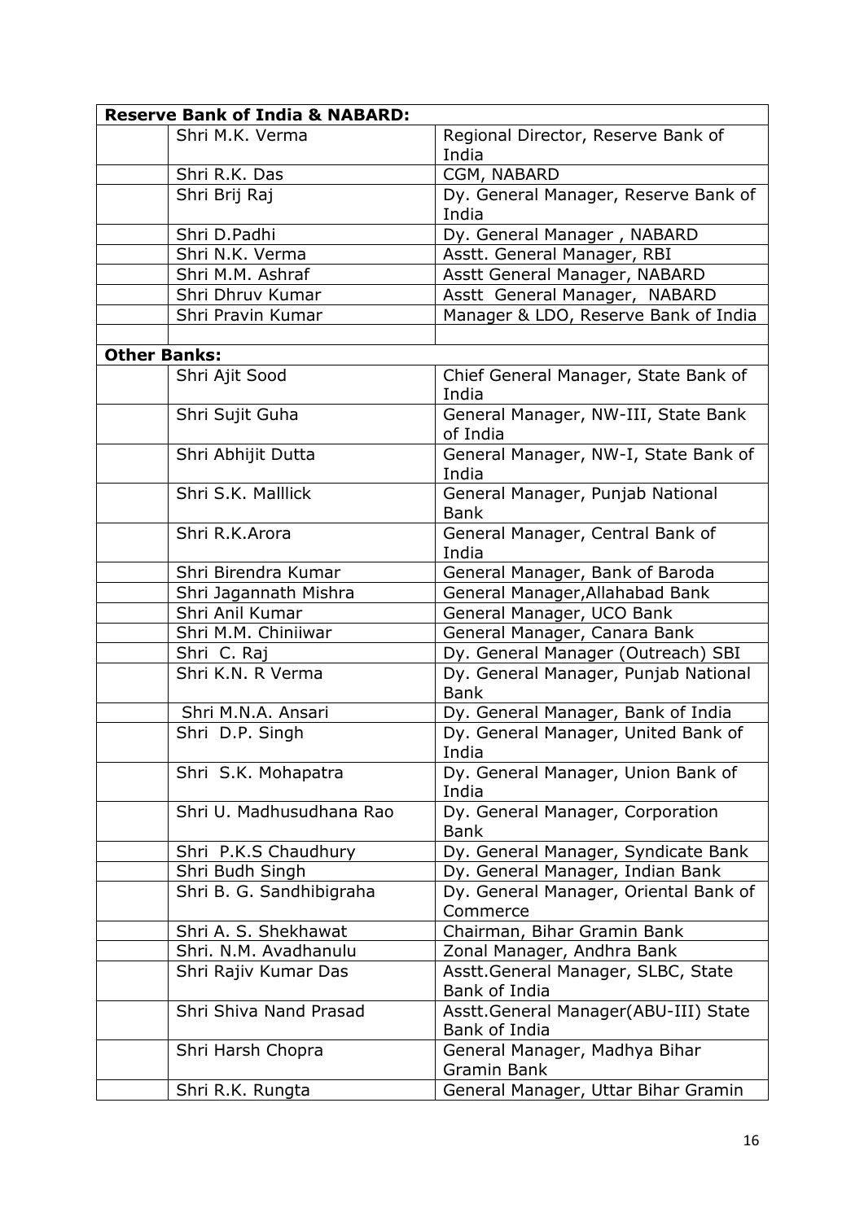| **Reserve Bank of India & NABARD:** | | |
|---|---|---|
| | Shri M.K. Verma | Regional Director, Reserve Bank of India |
| | Shri R.K. Das | CGM, NABARD |
| | Shri Brij Raj | Dy. General Manager, Reserve Bank of India |
| | Shri D.Padhi | Dy. General Manager , NABARD |
| | Shri N.K. Verma | Asstt. General Manager, RBI |
| | Shri M.M. Ashraf | Asstt General Manager, NABARD |
| | Shri Dhruv Kumar | Asstt General Manager, NABARD |
| | Shri Pravin Kumar | Manager & LDO, Reserve Bank of India |
| | | |
| **Other Banks:** | | |
| | Shri Ajit Sood | Chief General Manager, State Bank of India |
| | Shri Sujit Guha | General Manager, NW-III, State Bank of India |
| | Shri Abhijit Dutta | General Manager, NW-I, State Bank of India |
| | Shri S.K. Malllick | General Manager, Punjab National Bank |
| | Shri R.K.Arora | General Manager, Central Bank of India |
| | Shri Birendra Kumar | General Manager, Bank of Baroda |
| | Shri Jagannath Mishra | General Manager,Allahabad Bank |
| | Shri Anil Kumar | General Manager, UCO Bank |
| | Shri M.M. Chiniiwar | General Manager, Canara Bank |
| | Shri C. Raj | Dy. General Manager (Outreach) SBI |
| | Shri K.N. R Verma | Dy. General Manager, Punjab National Bank |
| | Shri M.N.A. Ansari | Dy. General Manager, Bank of India |
| | Shri D.P. Singh | Dy. General Manager, United Bank of India |
| | Shri S.K. Mohapatra | Dy. General Manager, Union Bank of India |
| | Shri U. Madhusudhana Rao | Dy. General Manager, Corporation Bank |
| | Shri P.K.S Chaudhury | Dy. General Manager, Syndicate Bank |
| | Shri Budh Singh | Dy. General Manager, Indian Bank |
| | Shri B. G. Sandhibigraha | Dy. General Manager, Oriental Bank of Commerce |
| | Shri A. S. Shekhawat | Chairman, Bihar Gramin Bank |
| | Shri. N.M. Avadhanulu | Zonal Manager, Andhra Bank |
| | Shri Rajiv Kumar Das | Asstt.General Manager, SLBC, State Bank of India |
| | Shri Shiva Nand Prasad | Asstt.General Manager(ABU-III) State Bank of India |
| | Shri Harsh Chopra | General Manager, Madhya Bihar Gramin Bank |
| | Shri R.K. Rungta | General Manager, Uttar Bihar Gramin |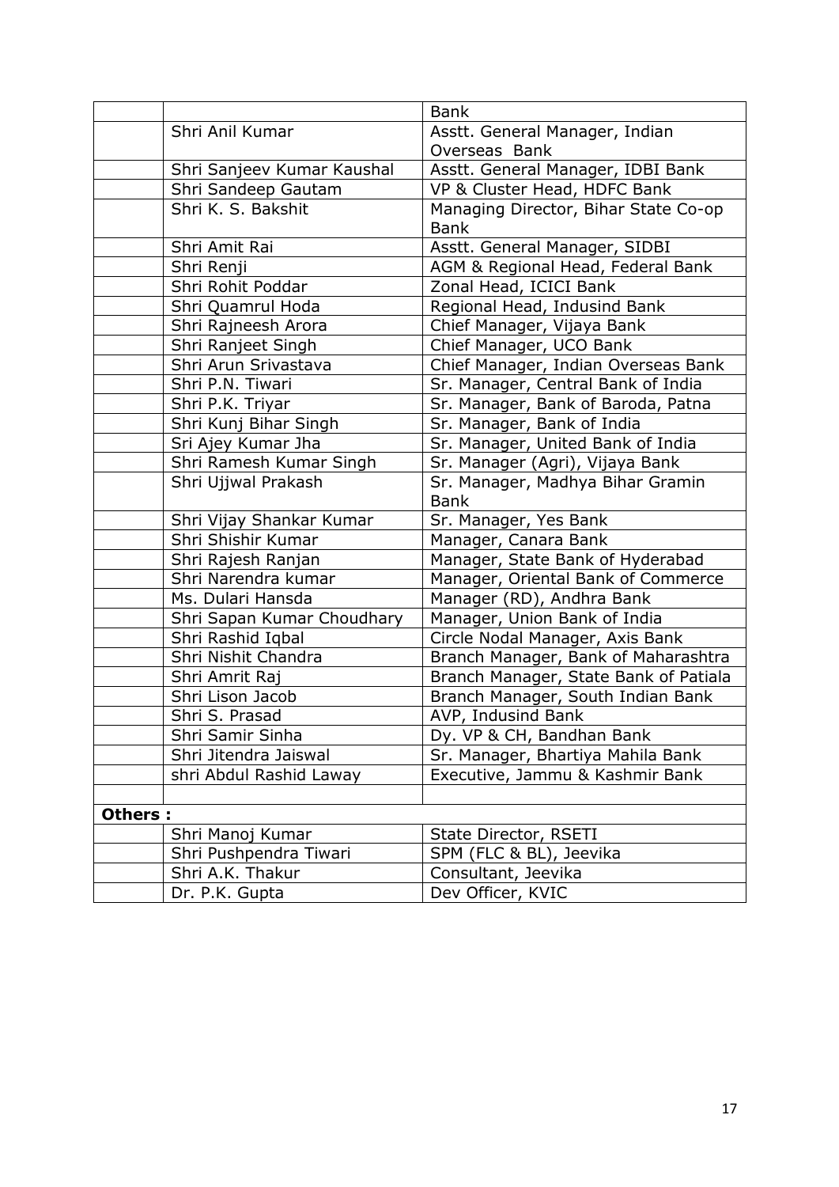| | | |
|---|---|---|
| | | Bank |
| | Shri Anil Kumar | Asstt. General Manager, Indian Overseas Bank |
| | Shri Sanjeev Kumar Kaushal | Asstt. General Manager, IDBI Bank |
| | Shri Sandeep Gautam | VP & Cluster Head, HDFC Bank |
| | Shri K. S. Bakshit | Managing Director, Bihar State Co-op Bank |
| | Shri Amit Rai | Asstt. General Manager, SIDBI |
| | Shri Renji | AGM & Regional Head, Federal Bank |
| | Shri Rohit Poddar | Zonal Head, ICICI Bank |
| | Shri Quamrul Hoda | Regional Head, Indusind Bank |
| | Shri Rajneesh Arora | Chief Manager, Vijaya Bank |
| | Shri Ranjeet Singh | Chief Manager, UCO Bank |
| | Shri Arun Srivastava | Chief Manager, Indian Overseas Bank |
| | Shri P.N. Tiwari | Sr. Manager, Central Bank of India |
| | Shri P.K. Triyar | Sr. Manager, Bank of Baroda, Patna |
| | Shri Kunj Bihar Singh | Sr. Manager, Bank of India |
| | Sri Ajey Kumar Jha | Sr. Manager, United Bank of India |
| | Shri Ramesh Kumar Singh | Sr. Manager (Agri), Vijaya Bank |
| | Shri Ujjwal Prakash | Sr. Manager, Madhya Bihar Gramin Bank |
| | Shri Vijay Shankar Kumar | Sr. Manager, Yes Bank |
| | Shri Shishir Kumar | Manager, Canara Bank |
| | Shri Rajesh Ranjan | Manager, State Bank of Hyderabad |
| | Shri Narendra kumar | Manager, Oriental Bank of Commerce |
| | Ms. Dulari Hansda | Manager (RD), Andhra Bank |
| | Shri Sapan Kumar Choudhary | Manager, Union Bank of India |
| | Shri Rashid Iqbal | Circle Nodal Manager, Axis Bank |
| | Shri Nishit Chandra | Branch Manager, Bank of Maharashtra |
| | Shri Amrit Raj | Branch Manager, State Bank of Patiala |
| | Shri Lison Jacob | Branch Manager, South Indian Bank |
| | Shri S. Prasad | AVP, Indusind Bank |
| | Shri Samir Sinha | Dy. VP & CH, Bandhan Bank |
| | Shri Jitendra Jaiswal | Sr. Manager, Bhartiya Mahila Bank |
| | shri Abdul Rashid Laway | Executive, Jammu & Kashmir Bank |
| | | |
| **Others :** | | |
| | Shri Manoj Kumar | State Director, RSETI |
| | Shri Pushpendra Tiwari | SPM (FLC & BL), Jeevika |
| | Shri A.K. Thakur | Consultant, Jeevika |
| | Dr. P.K. Gupta | Dev Officer, KVIC |